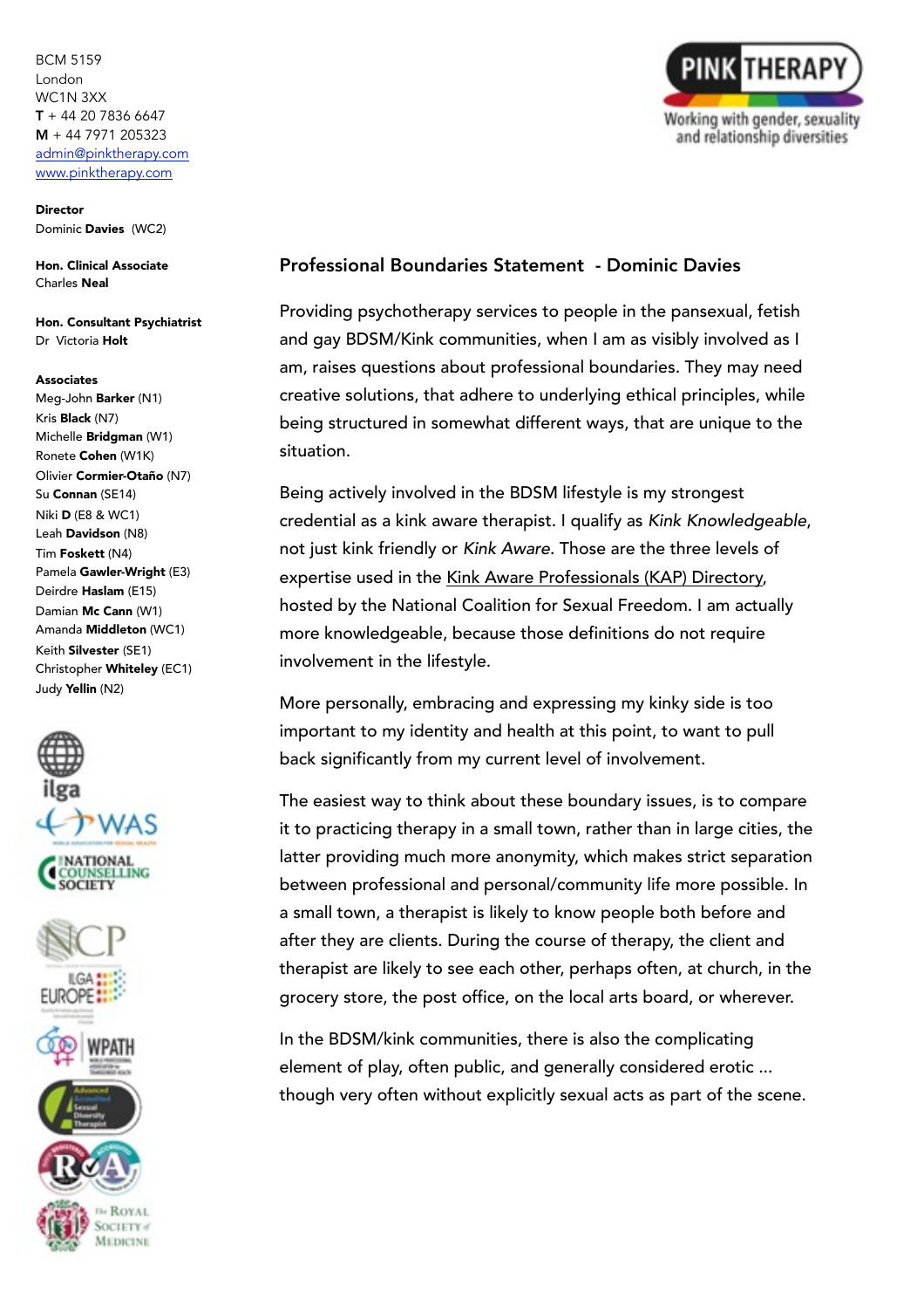BCM 5159
London
WC1N 3XX
**T** + 44 20 7836 6647
**M** + 44 7971 205323
admin@pinktherapy.com
www.pinktherapy.com

**Director**
Dominic **Davies** (WC2)

**Hon. Clinical Associate**
Charles **Neal**

**Hon. Consultant Psychiatrist**
Dr Victoria **Holt**

**Associates**
Meg-John **Barker** (N1)
Kris **Black** (N7)
Michelle **Bridgman** (W1)
Ronete **Cohen** (W1K)
Olivier **Cormier-Otaño** (N7)
Su **Connan** (SE14)
Niki **D** (E8 & WC1)
Leah **Davidson** (N8)
Tim **Foskett** (N4)
Pamela **Gawler-Wright** (E3)
Deirdre **Haslam** (E15)
Damian **Mc Cann** (W1)
Amanda **Middleton** (WC1)
Keith **Silvester** (SE1)
Christopher **Whiteley** (EC1)
Judy **Yellin** (N2)

PINK THERAPY
Working with gender, sexuality and relationship diversities

## Professional Boundaries Statement - Dominic Davies

Providing psychotherapy services to people in the pansexual, fetish and gay BDSM/Kink communities, when I am as visibly involved as I am, raises questions about professional boundaries. They may need creative solutions, that adhere to underlying ethical principles, while being structured in somewhat different ways, that are unique to the situation.

Being actively involved in the BDSM lifestyle is my strongest credential as a kink aware therapist. I qualify as *Kink Knowledgeable*, not just kink friendly or *Kink Aware*. Those are the three levels of expertise used in the Kink Aware Professionals (KAP) Directory, hosted by the National Coalition for Sexual Freedom. I am actually more knowledgeable, because those definitions do not require involvement in the lifestyle.

More personally, embracing and expressing my kinky side is too important to my identity and health at this point, to want to pull back significantly from my current level of involvement.

The easiest way to think about these boundary issues, is to compare it to practicing therapy in a small town, rather than in large cities, the latter providing much more anonymity, which makes strict separation between professional and personal/community life more possible. In a small town, a therapist is likely to know people both before and after they are clients. During the course of therapy, the client and therapist are likely to see each other, perhaps often, at church, in the grocery store, the post office, on the local arts board, or wherever.

In the BDSM/kink communities, there is also the complicating element of play, often public, and generally considered erotic ... though very often without explicitly sexual acts as part of the scene.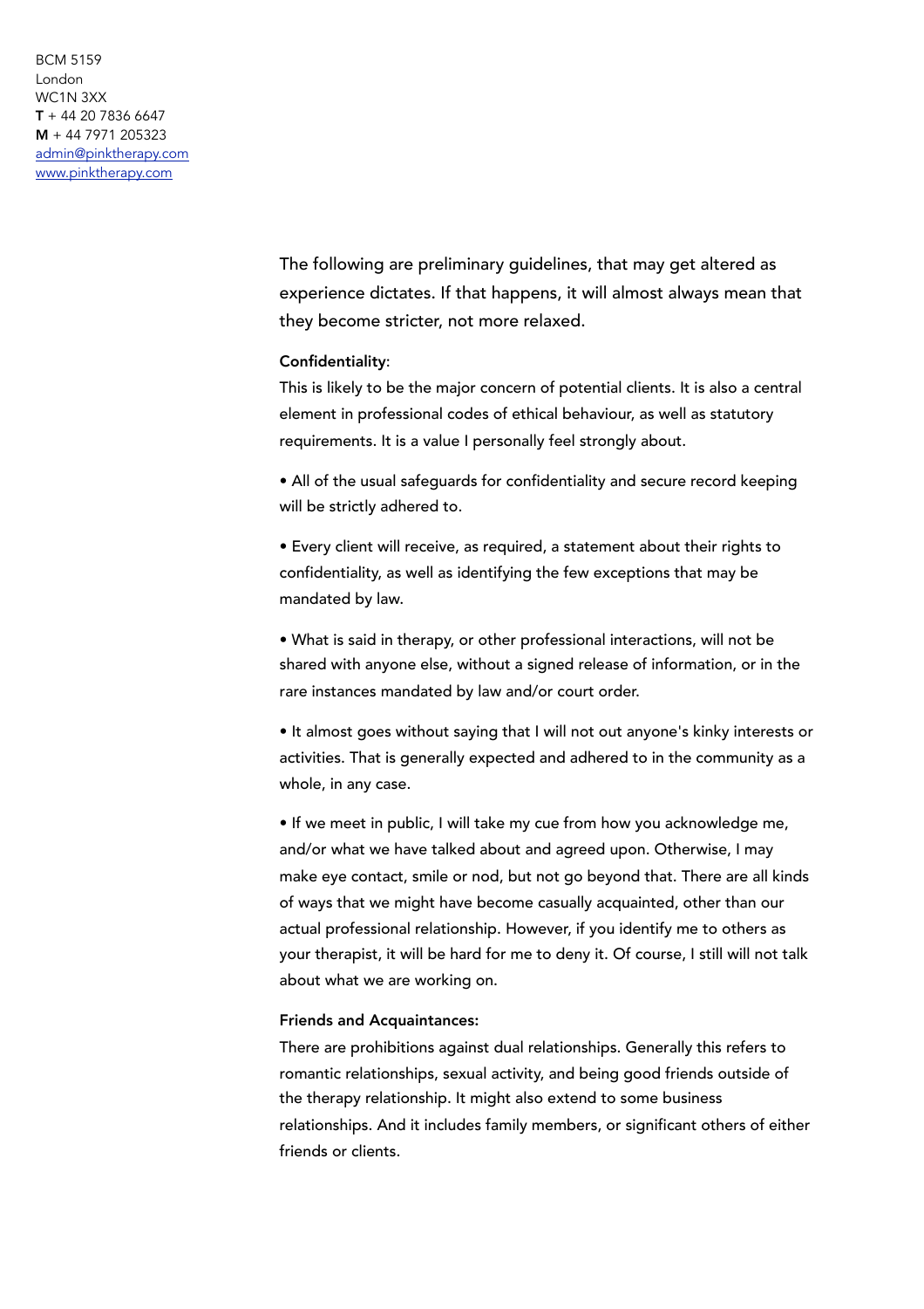BCM 5159
London
WC1N 3XX
**T** + 44 20 7836 6647
**M** + 44 7971 205323
admin@pinktherapy.com
www.pinktherapy.com

The following are preliminary guidelines, that may get altered as experience dictates. If that happens, it will almost always mean that they become stricter, not more relaxed.

**Confidentiality**:
This is likely to be the major concern of potential clients. It is also a central element in professional codes of ethical behaviour, as well as statutory requirements. It is a value I personally feel strongly about.

• All of the usual safeguards for confidentiality and secure record keeping will be strictly adhered to.

• Every client will receive, as required, a statement about their rights to confidentiality, as well as identifying the few exceptions that may be mandated by law.

• What is said in therapy, or other professional interactions, will not be shared with anyone else, without a signed release of information, or in the rare instances mandated by law and/or court order.

• It almost goes without saying that I will not out anyone's kinky interests or activities. That is generally expected and adhered to in the community as a whole, in any case.

• If we meet in public, I will take my cue from how you acknowledge me, and/or what we have talked about and agreed upon. Otherwise, I may make eye contact, smile or nod, but not go beyond that. There are all kinds of ways that we might have become casually acquainted, other than our actual professional relationship. However, if you identify me to others as your therapist, it will be hard for me to deny it. Of course, I still will not talk about what we are working on.

**Friends and Acquaintances:**
There are prohibitions against dual relationships. Generally this refers to romantic relationships, sexual activity, and being good friends outside of the therapy relationship. It might also extend to some business relationships. And it includes family members, or significant others of either friends or clients.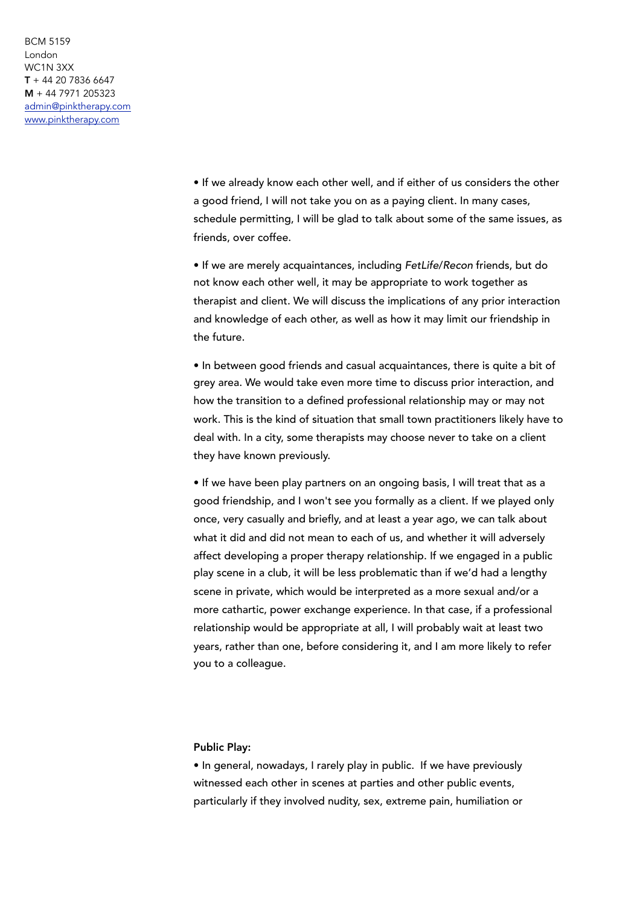• If we already know each other well, and if either of us considers the other a good friend, I will not take you on as a paying client. In many cases, schedule permitting, I will be glad to talk about some of the same issues, as friends, over coffee.

• If we are merely acquaintances, including *FetLife*/*Recon* friends, but do not know each other well, it may be appropriate to work together as therapist and client. We will discuss the implications of any prior interaction and knowledge of each other, as well as how it may limit our friendship in the future.

• In between good friends and casual acquaintances, there is quite a bit of grey area. We would take even more time to discuss prior interaction, and how the transition to a defined professional relationship may or may not work. This is the kind of situation that small town practitioners likely have to deal with. In a city, some therapists may choose never to take on a client they have known previously.

• If we have been play partners on an ongoing basis, I will treat that as a good friendship, and I won't see you formally as a client. If we played only once, very casually and briefly, and at least a year ago, we can talk about what it did and did not mean to each of us, and whether it will adversely affect developing a proper therapy relationship. If we engaged in a public play scene in a club, it will be less problematic than if we'd had a lengthy scene in private, which would be interpreted as a more sexual and/or a more cathartic, power exchange experience. In that case, if a professional relationship would be appropriate at all, I will probably wait at least two years, rather than one, before considering it, and I am more likely to refer you to a colleague.

**Public Play:**

• In general, nowadays, I rarely play in public. If we have previously witnessed each other in scenes at parties and other public events, particularly if they involved nudity, sex, extreme pain, humiliation or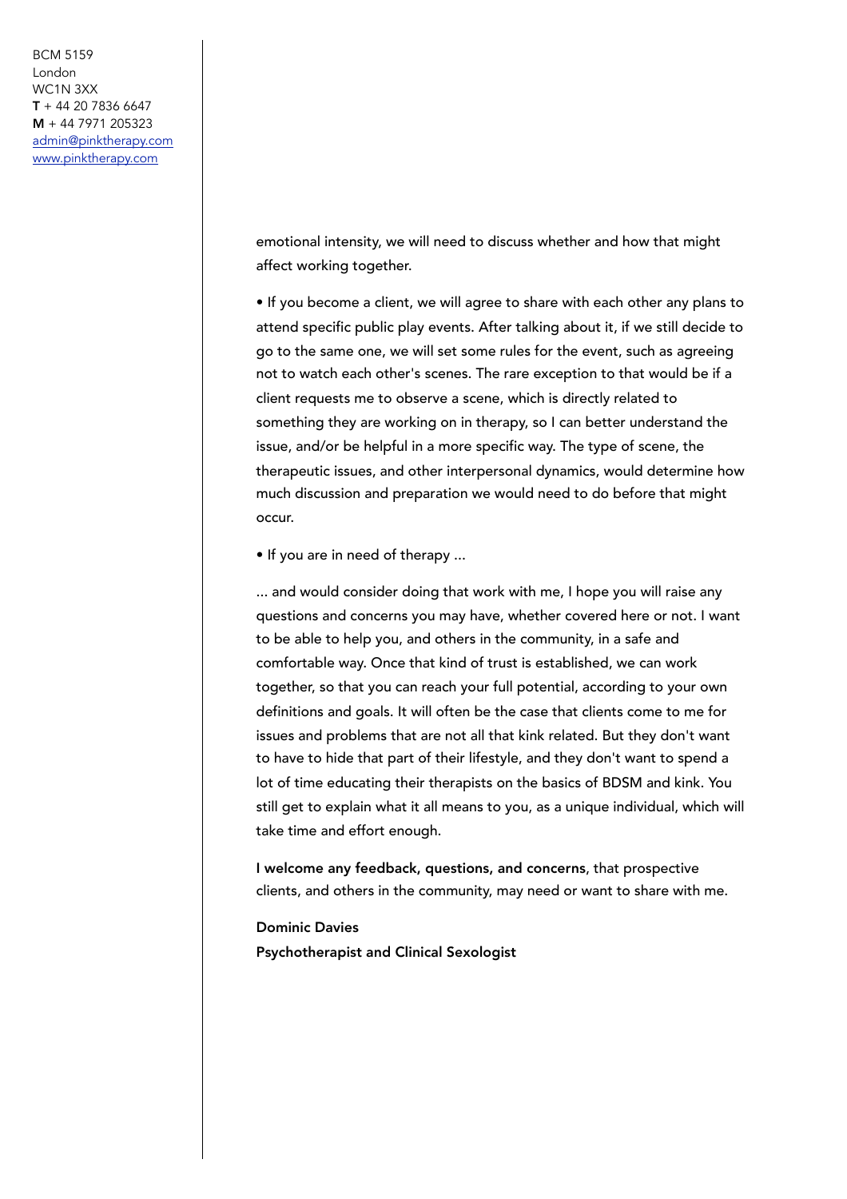BCM 5159
London
WC1N 3XX
**T** + 44 20 7836 6647
**M** + 44 7971 205323
admin@pinktherapy.com
www.pinktherapy.com

emotional intensity, we will need to discuss whether and how that might affect working together.

- If you become a client, we will agree to share with each other any plans to attend specific public play events. After talking about it, if we still decide to go to the same one, we will set some rules for the event, such as agreeing not to watch each other's scenes. The rare exception to that would be if a client requests me to observe a scene, which is directly related to something they are working on in therapy, so I can better understand the issue, and/or be helpful in a more specific way. The type of scene, the therapeutic issues, and other interpersonal dynamics, would determine how much discussion and preparation we would need to do before that might occur.

- If you are in need of therapy ...

... and would consider doing that work with me, I hope you will raise any questions and concerns you may have, whether covered here or not. I want to be able to help you, and others in the community, in a safe and comfortable way. Once that kind of trust is established, we can work together, so that you can reach your full potential, according to your own definitions and goals. It will often be the case that clients come to me for issues and problems that are not all that kink related. But they don't want to have to hide that part of their lifestyle, and they don't want to spend a lot of time educating their therapists on the basics of BDSM and kink. You still get to explain what it all means to you, as a unique individual, which will take time and effort enough.

**I welcome any feedback, questions, and concerns**, that prospective clients, and others in the community, may need or want to share with me.

**Dominic Davies**
**Psychotherapist and Clinical Sexologist**